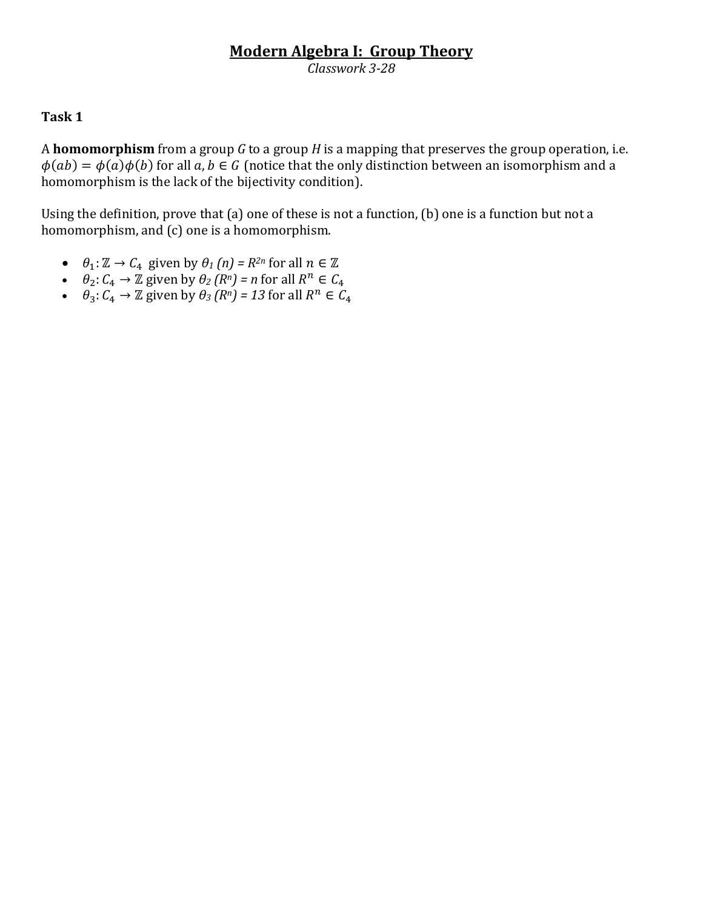# Modern Algebra I: Group Theory

*Classwork 3-28*

**Task 1**

A **homomorphism** from a group $G$ to a group $H$ is a mapping that preserves the group operation, i.e. $\phi(ab) = \phi(a)\phi(b)$ for all $a, b \in G$ (notice that the only distinction between an isomorphism and a homomorphism is the lack of the bijectivity condition).

Using the definition, prove that (a) one of these is not a function, (b) one is a function but not a homomorphism, and (c) one is a homomorphism.

- $\theta_1: \mathbb{Z} \to C_4$ given by $\theta_1(n) = R^{2n}$ for all $n \in \mathbb{Z}$
- $\theta_2: C_4 \to \mathbb{Z}$ given by $\theta_2(R^n) = n$ for all $R^n \in C_4$
- $\theta_3: C_4 \to \mathbb{Z}$ given by $\theta_3(R^n) = 13$ for all $R^n \in C_4$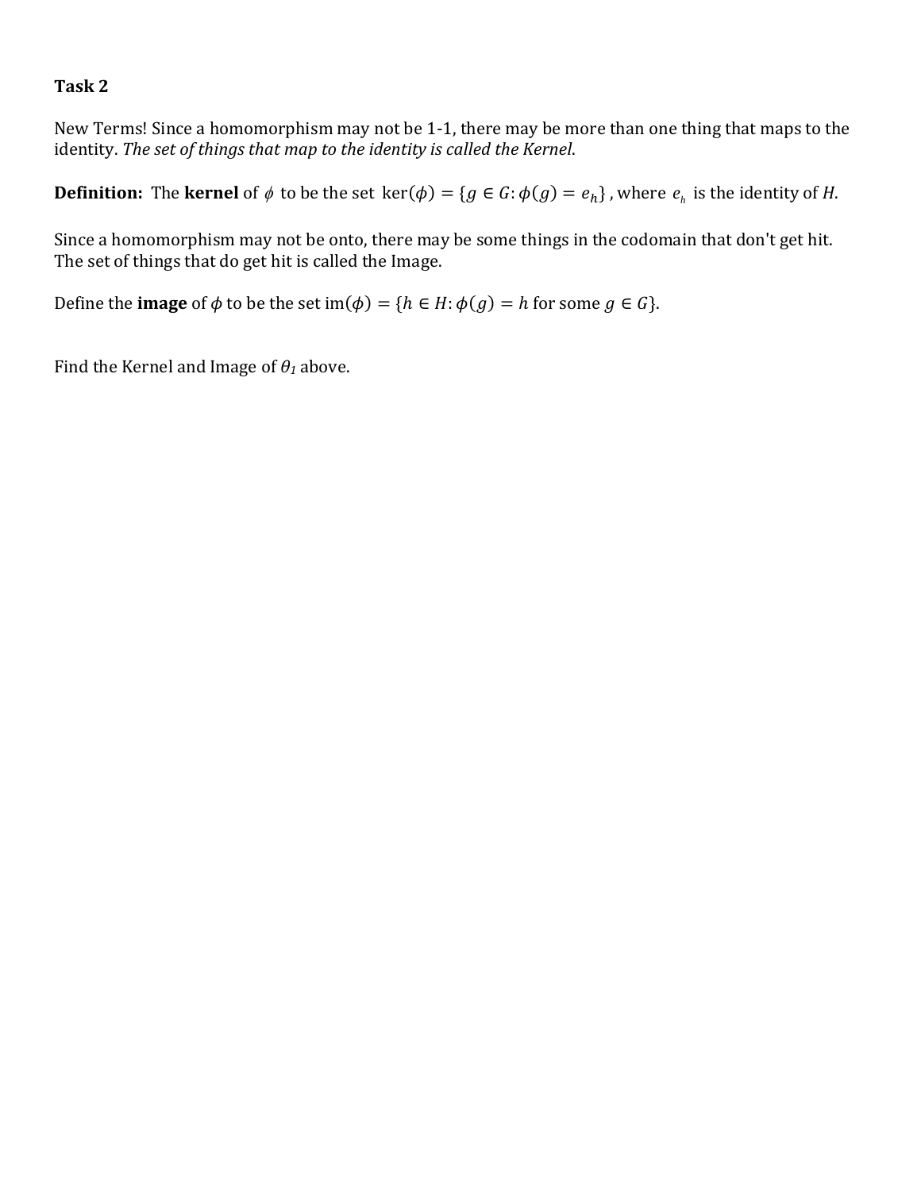**Task 2**

New Terms! Since a homomorphism may not be 1-1, there may be more than one thing that maps to the identity. *The set of things that map to the identity is called the Kernel.*

**Definition:** The **kernel** of $\phi$ to be the set $\ker(\phi) = \{g \in G \colon \phi(g) = e_h\}$, where $e_h$ is the identity of $H$.

Since a homomorphism may not be onto, there may be some things in the codomain that don't get hit. The set of things that do get hit is called the Image.

Define the **image** of $\phi$ to be the set $\text{im}(\phi) = \{h \in H \colon \phi(g) = h \text{ for some } g \in G\}$.

Find the Kernel and Image of $\theta_1$ above.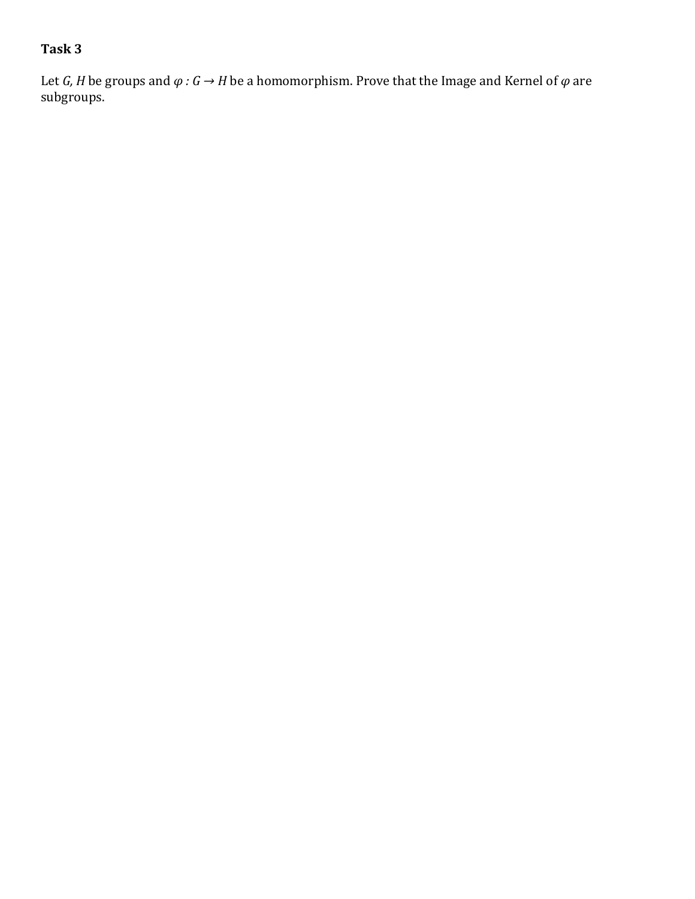**Task 3**

Let $G$, $H$ be groups and $\varphi : G \rightarrow H$ be a homomorphism. Prove that the Image and Kernel of $\varphi$ are subgroups.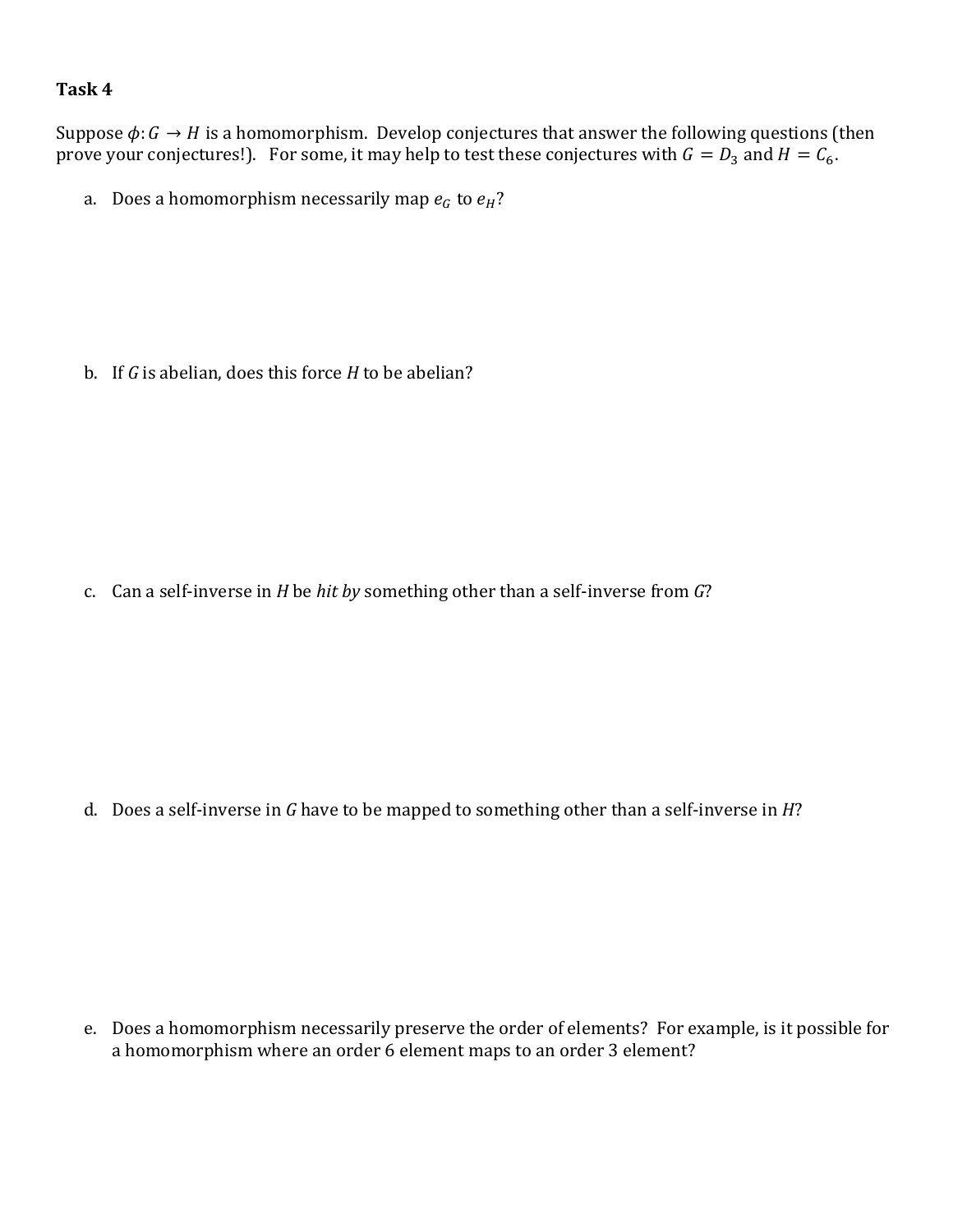## Task 4

Suppose $\phi: G \to H$ is a homomorphism. Develop conjectures that answer the following questions (then prove your conjectures!). For some, it may help to test these conjectures with $G = D_3$ and $H = C_6$.

a. Does a homomorphism necessarily map $e_G$ to $e_H$?

b. If $G$ is abelian, does this force $H$ to be abelian?

c. Can a self-inverse in $H$ be *hit by* something other than a self-inverse from $G$?

d. Does a self-inverse in $G$ have to be mapped to something other than a self-inverse in $H$?

e. Does a homomorphism necessarily preserve the order of elements? For example, is it possible for a homomorphism where an order 6 element maps to an order 3 element?